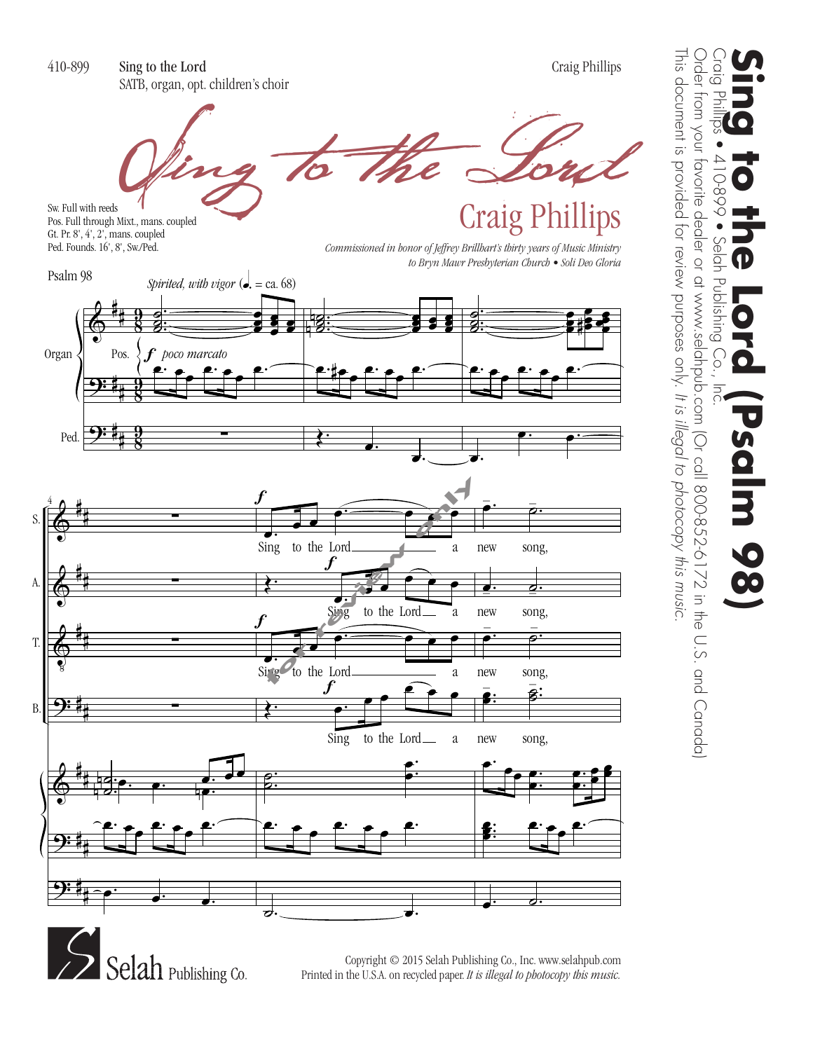410-899 **Sing to the Lord** Craig Phillips

SATB, organ, opt. children's choir

# Sing to the Lord

## Craig Phillips

Sw. Full with reeds
Pos. Full through Mixt., mans. coupled
Gt. Pr. 8', 4', 2', mans. coupled
Ped. Founds. 16', 8', Sw./Ped.

*Commissioned in honor of Jeffrey Brillhart's thirty years of Music Ministry to Bryn Mawr Presbyterian Church • Soli Deo Gloria*

Psalm 98

*Spirited, with vigor* (♩. = ca. 68)

Organ — Pos. *f poco marcato*

Ped.

S. *f* Sing to the Lord a new song,
A. *f* Sing to the Lord a new song,
T. *f* Sing to the Lord a new song,
B. *f* Sing to the Lord a new song,

Copyright © 2015 Selah Publishing Co., Inc. www.selahpub.com
Printed in the U.S.A. on recycled paper. *It is illegal to photocopy this music.*

Selah Publishing Co.

**Sing to the Lord (Psalm 98)**
Craig Phillips • 410-899 • Selah Publishing Co., Inc.
Order from your favorite dealer or at www.selahpub.com (Or call 800-852-6172 in the U.S. and Canada)
This document is provided for review purposes only. *It is illegal to photocopy this music.*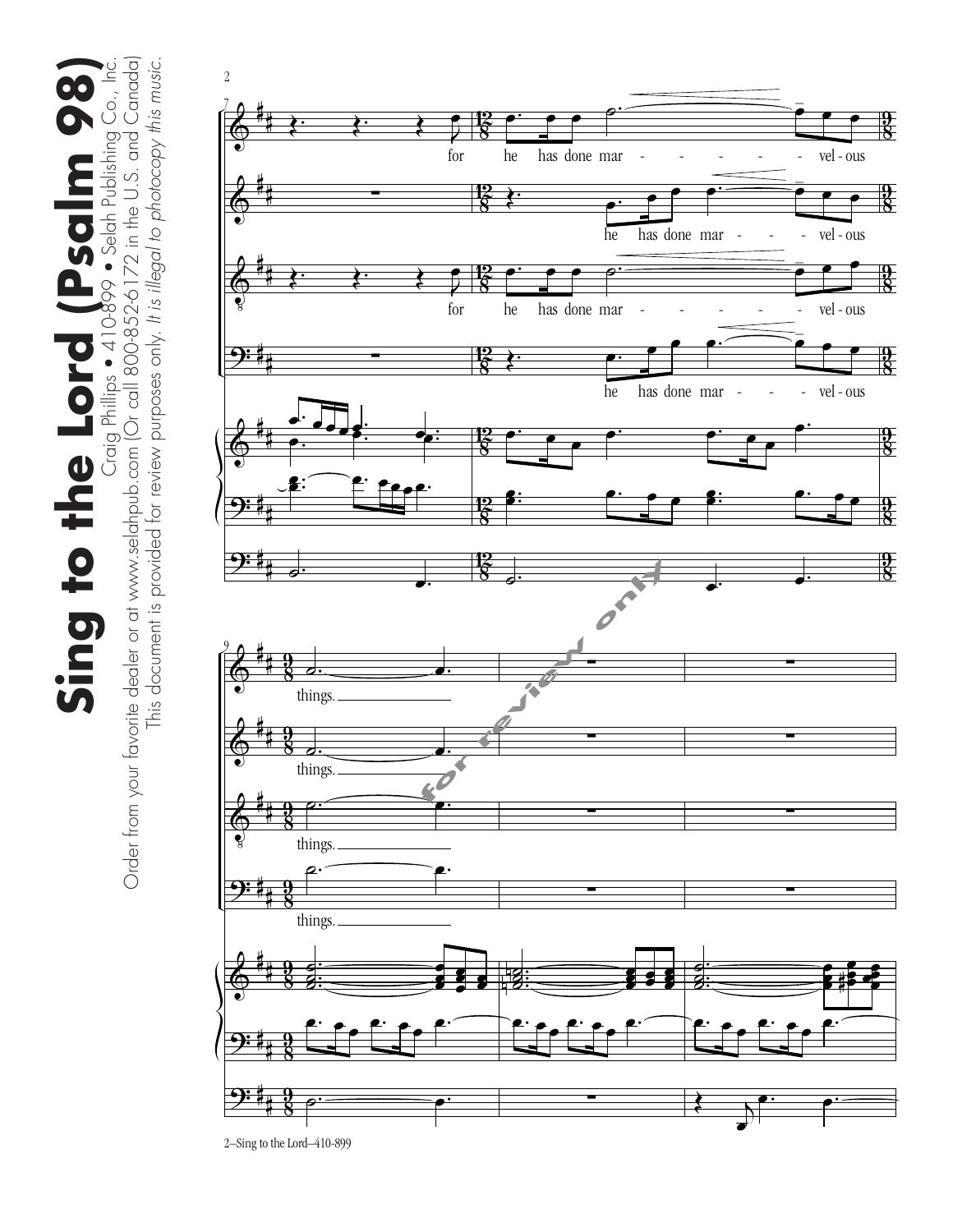# Sing to the Lord (Psalm 98)

Craig Phillips • 410-899 • Selah Publishing Co., Inc.

Order from your favorite dealer or at www.selahpub.com (Or call 800-852-6172 in the U.S. and Canada)

This document is provided for review purposes only. *It is illegal to photocopy this music.*

for he has done mar - - - - - - vel - ous

he has done mar - - - vel - ous

for he has done mar - - - - - - vel - ous

he has done mar - - - vel - ous

things.

things.

things.

things.

for review only

2–Sing to the Lord–410-899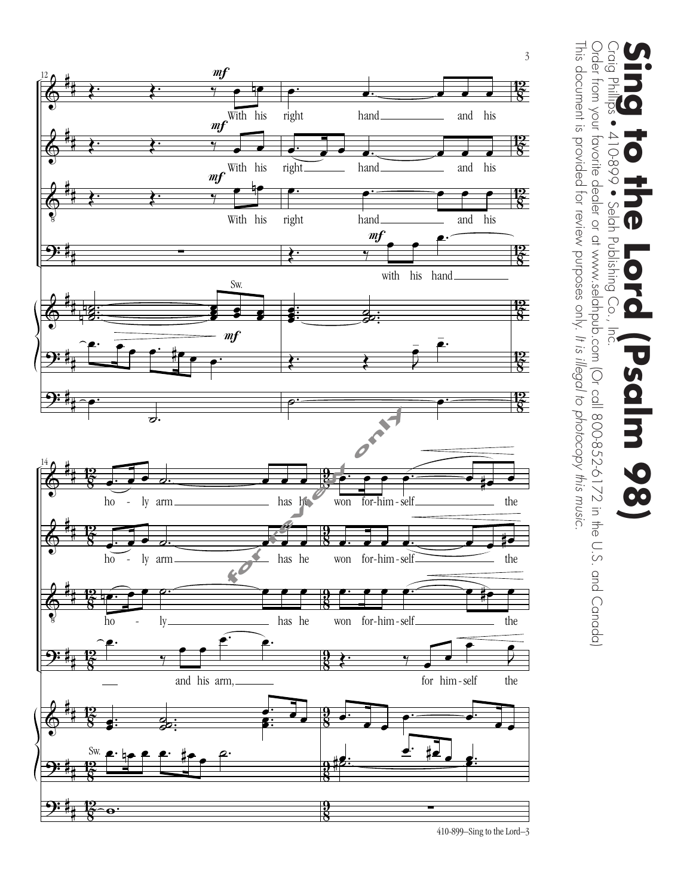# Sing to the Lord (Psalm 98)

Craig Phillips • 410-899 • Selah Publishing Co., Inc.

Order from your favorite dealer or at www.selahpub.com (Or call 800-852-6172 in the U.S. and Canada)

This document is provided for review purposes only. *It is illegal to photocopy this music.*

12

*mf* With his right hand and his

*mf* With his right hand and his

*mf* With his right hand and his

*mf* with his hand

Sw.

*mf*

14

ho - ly arm has he won for-him-self the

ho - ly arm has he won for-him-self the

ho - ly has he won for-him-self the

and his arm, for him-self the

Sw.

for review only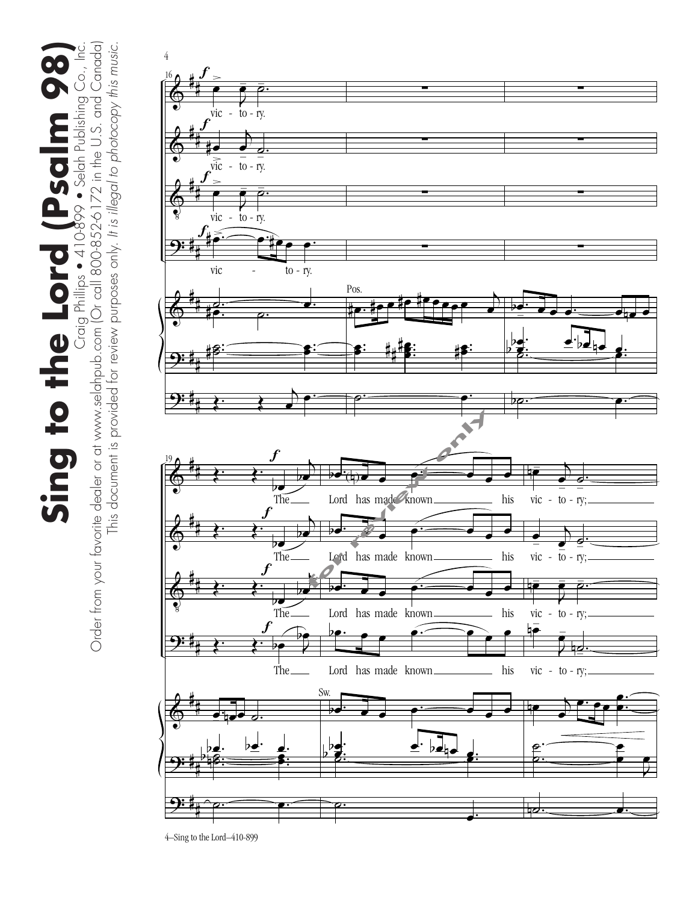vic - to - ry.

vic - to - ry.

vic - to - ry.

vic - to - ry.

Pos.

The Lord has made known his vic - to - ry;

The Lord has made known his vic - to - ry;

The Lord has made known his vic - to - ry;

The Lord has made known his vic - to - ry;

Sw.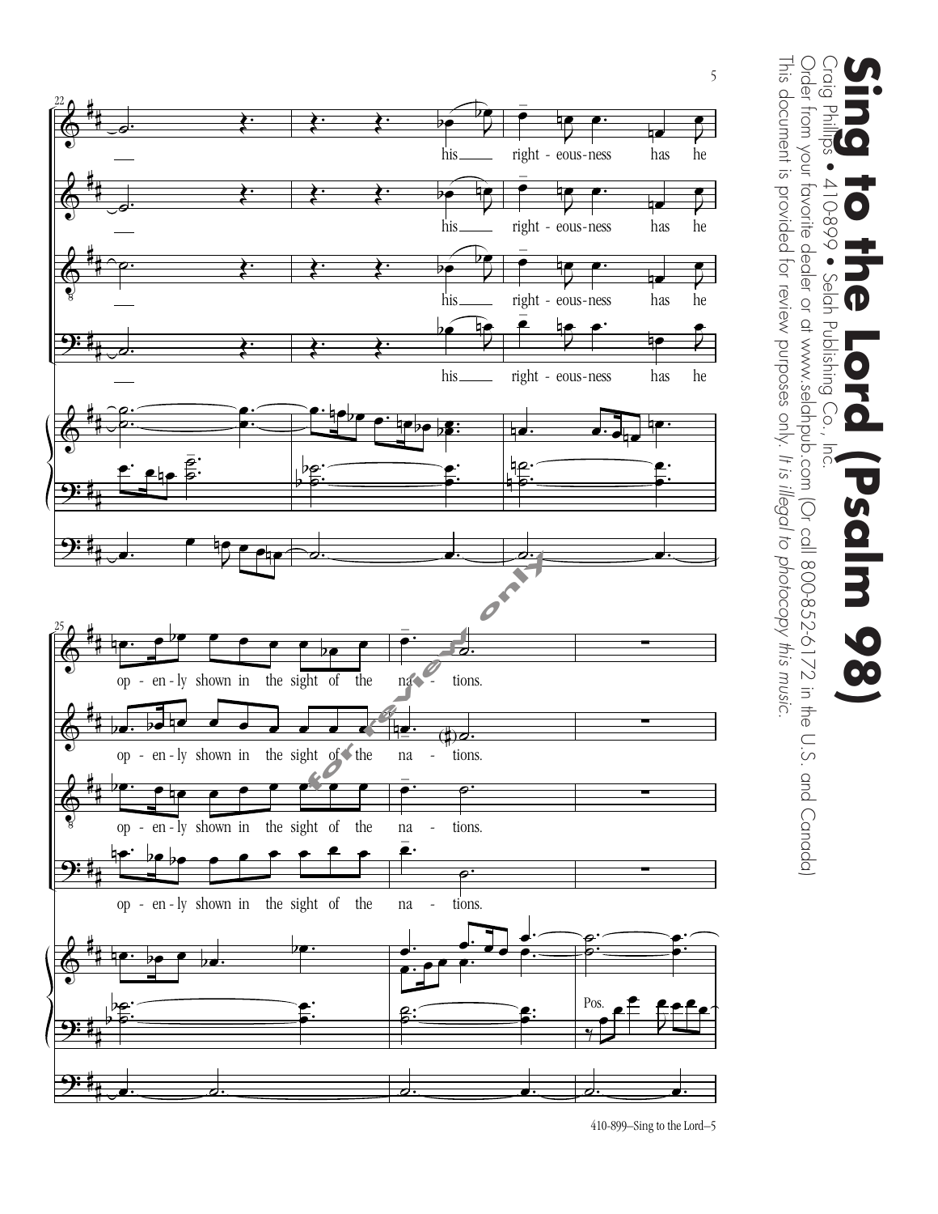his right - eous-ness has he

op - en - ly shown in the sight of the na - tions.

Pos.

**Sing to the Lord (Psalm 98)**

Craig Phillips • 410-899 • Selah Publishing Co., Inc.

Order from your favorite dealer or at www.selahpub.com (Or call 800-852-6172 in the U.S. and Canada)

This document is provided for review purposes only. *It is illegal to photocopy this music.*

410-899–Sing to the Lord–5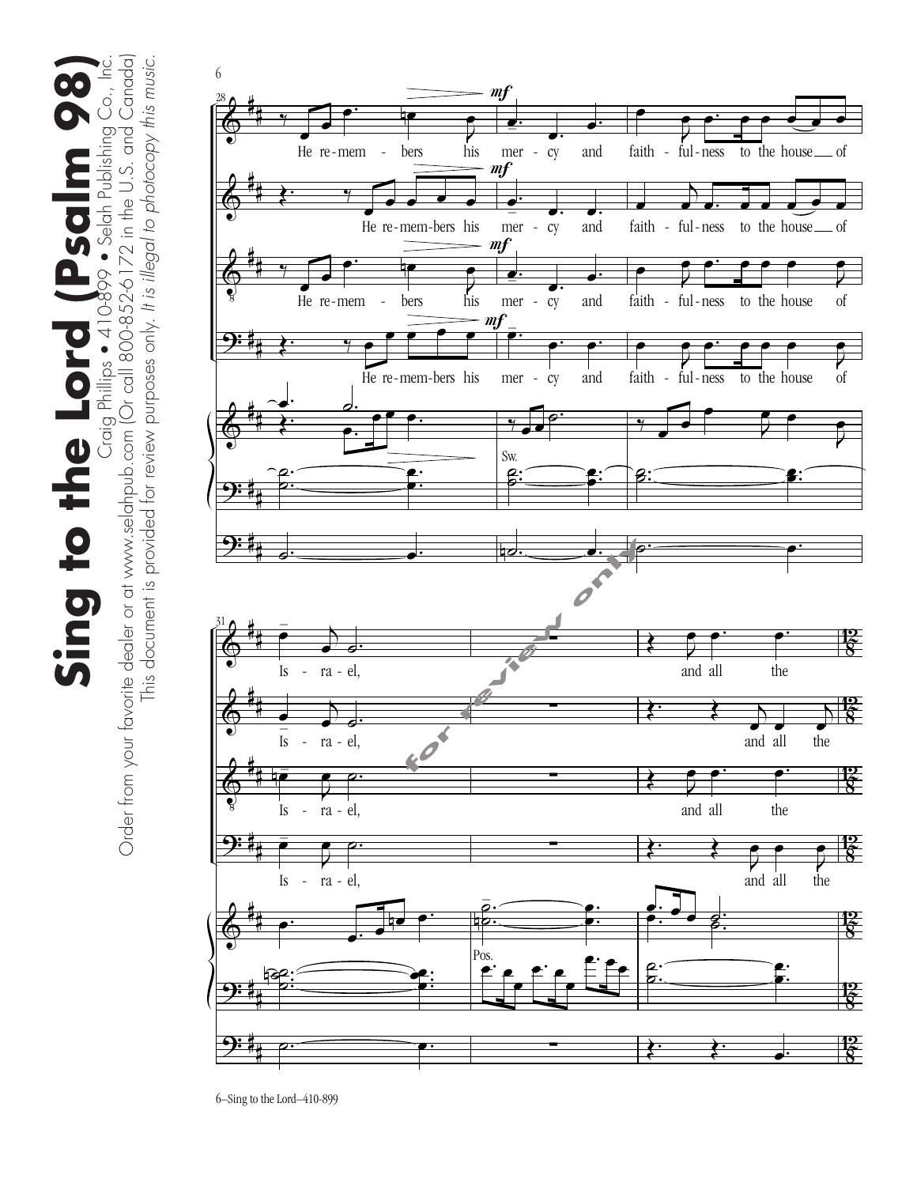# Sing to the Lord (Psalm 98)

Craig Phillips • 410-899 • Selah Publishing Co., Inc.

Order from your favorite dealer or at www.selahpub.com (Or call 800-852-6172 in the U.S. and Canada)

This document is provided for review purposes only. *It is illegal to photocopy this music.*

He re-mem-bers his mer-cy and faith-ful-ness to the house of

He re-mem-bers his mer-cy and faith-ful-ness to the house of

He re-mem-bers his mer-cy and faith-ful-ness to the house of

He re-mem-bers his mer-cy and faith-ful-ness to the house of

Is-ra-el, and all the

Is-ra-el, and all the

Is-ra-el, and all the

Is-ra-el, and all the

for review only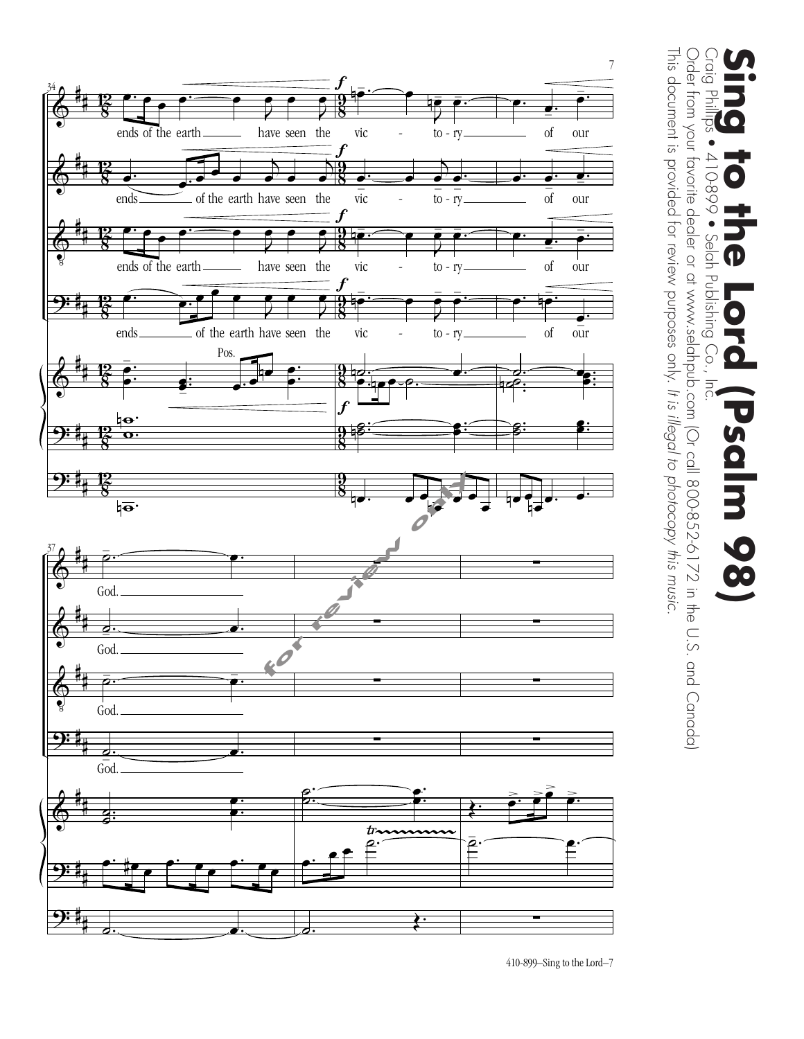**Sing to the Lord (Psalm 98)**

Craig Phillips • 410-899 • Selah Publishing Co., Inc.

Order from your favorite dealer or at www.selahpub.com (Or call 800-852-6172 in the U.S. and Canada)

This document is provided for review purposes only. *It is illegal to photocopy this music.*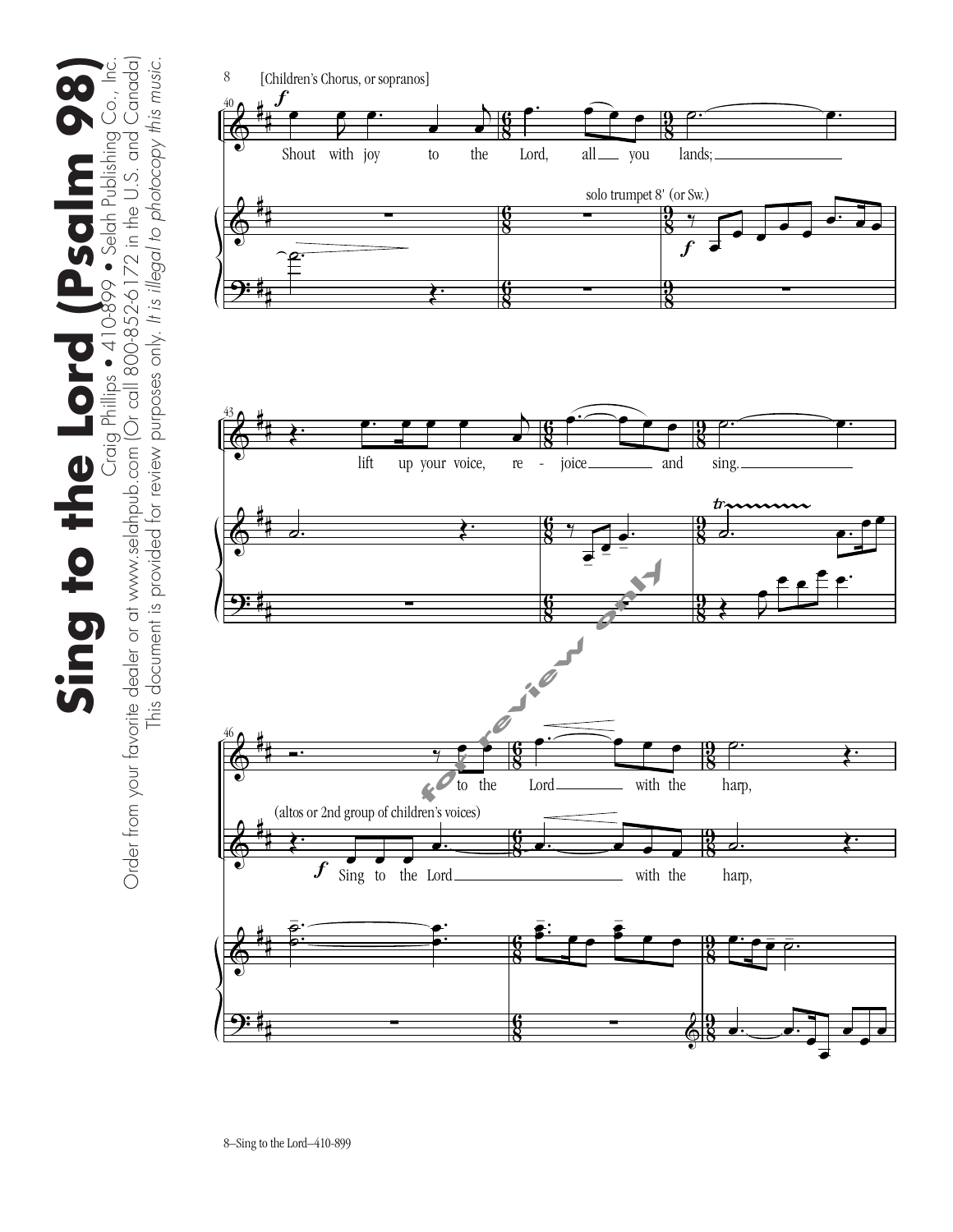[Children's Chorus, or sopranos]

Shout with joy to the Lord, all you lands;

solo trumpet 8' (or Sw.)

lift up your voice, re - joice and sing.

to the Lord with the harp,

(altos or 2nd group of children's voices)

Sing to the Lord with the harp,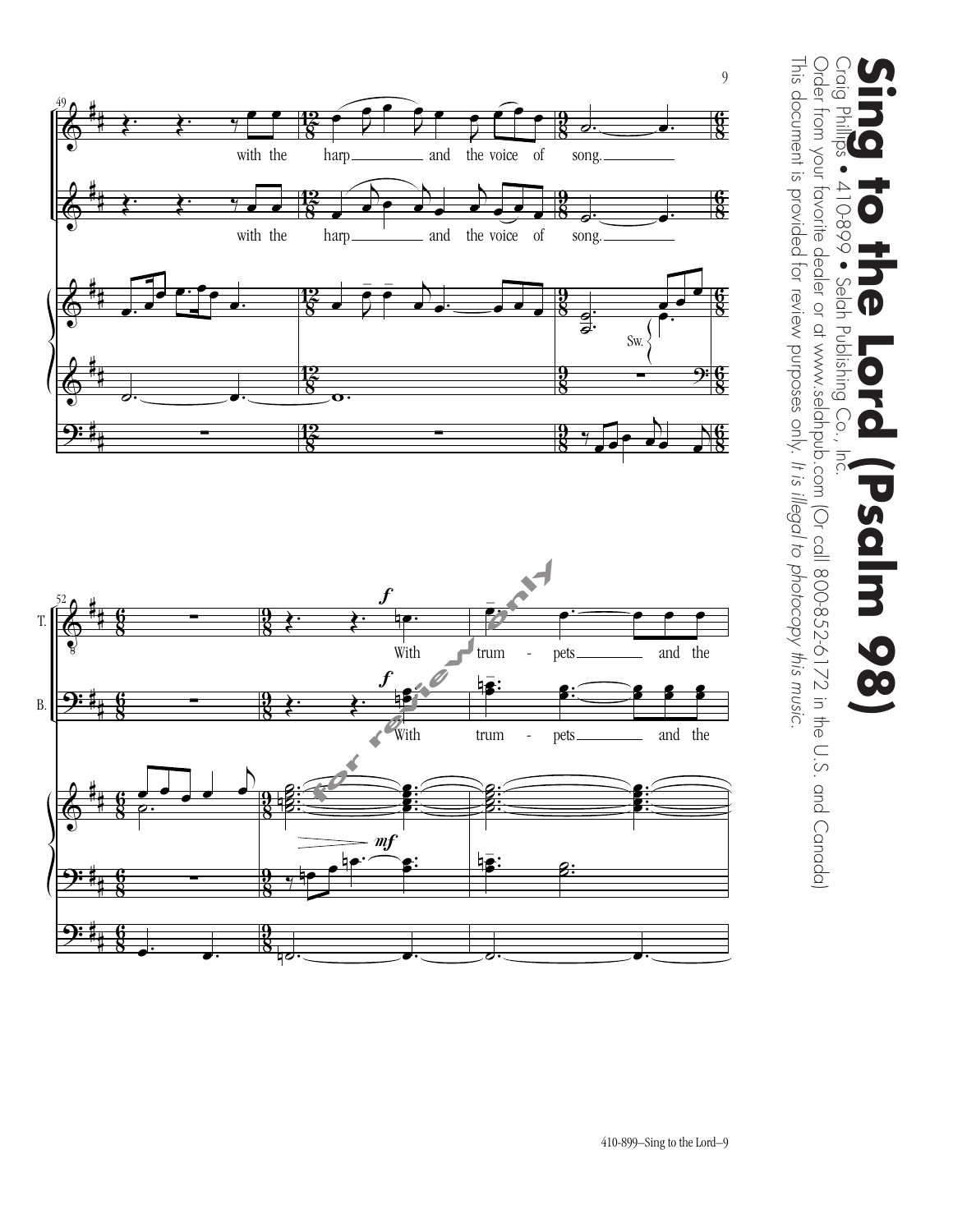49

with the harp and the voice of song.

with the harp and the voice of song.

Sw.

52

T.

B.

*f*

With trum - pets and the

*f*

With trum - pets and the

*mf*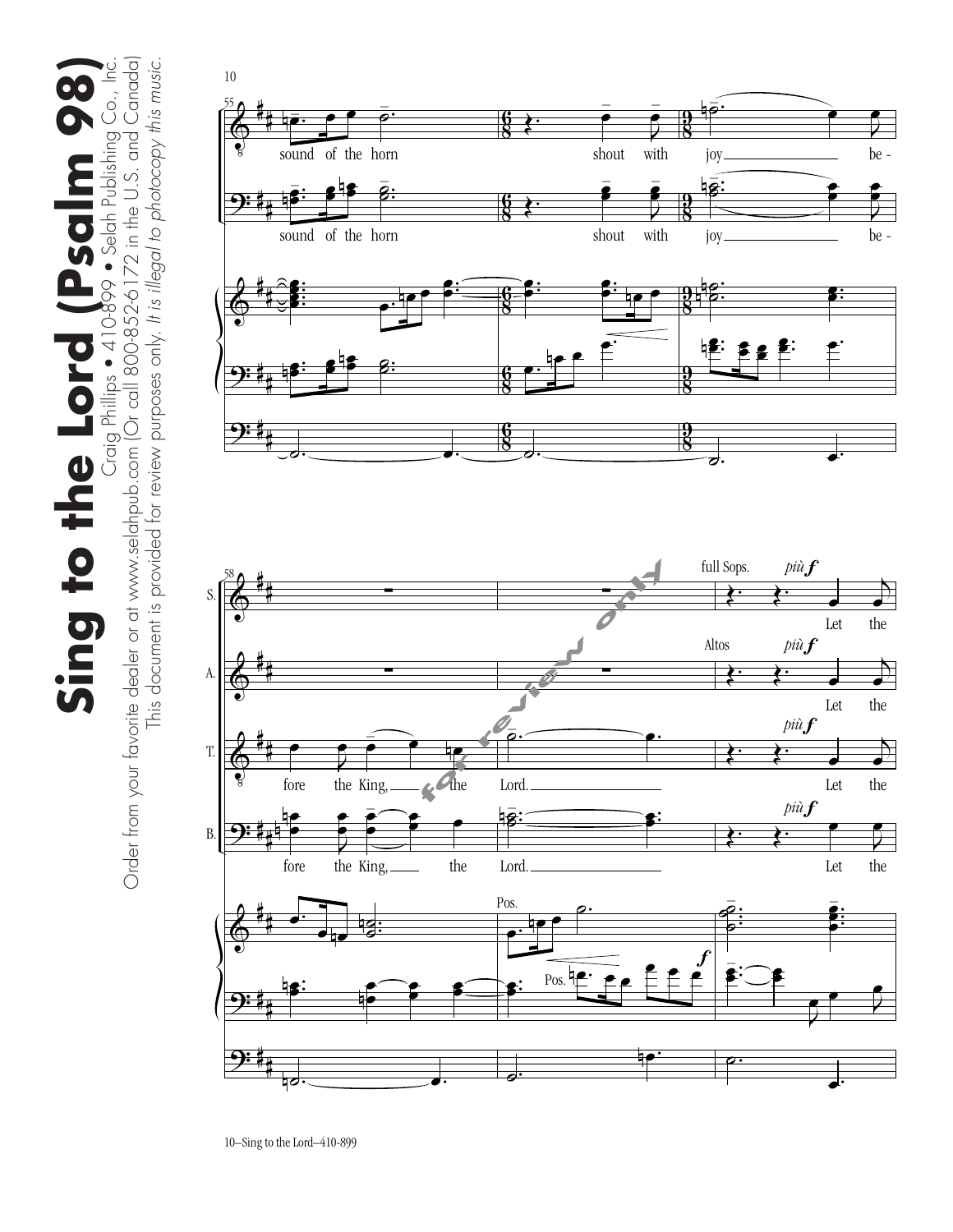55

sound of the horn shout with joy be -

sound of the horn shout with joy be -

58

S. full Sops. *più f* Let the

A. Altos *più f* Let the

T. fore the King, the Lord. *più f* Let the

B. fore the King, the Lord. *più f* Let the

Pos.

Pos. *f*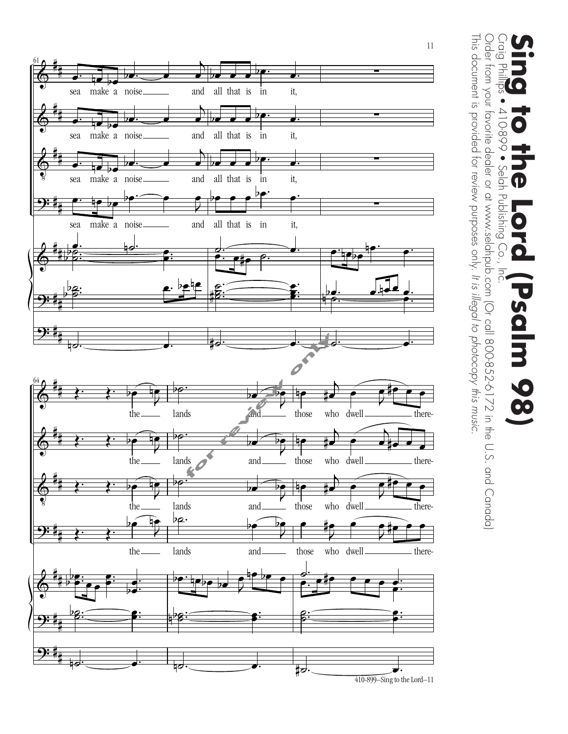**Sing to the Lord (Psalm 98)**

Craig Phillips • 410-899 • Selah Publishing Co., Inc.

Order from your favorite dealer or at www.selahpub.com (Or call 800-852-6172 in the U.S. and Canada)

This document is provided for review purposes only. *It is illegal to photocopy this music.*

61

sea make a noise and all that is in it,

sea make a noise and all that is in it,

sea make a noise and all that is in it,

sea make a noise and all that is in it,

64

the lands and those who dwell there-

the lands and those who dwell there-

the lands and those who dwell there-

the lands and those who dwell there-

for review only

410-899–Sing to the Lord–11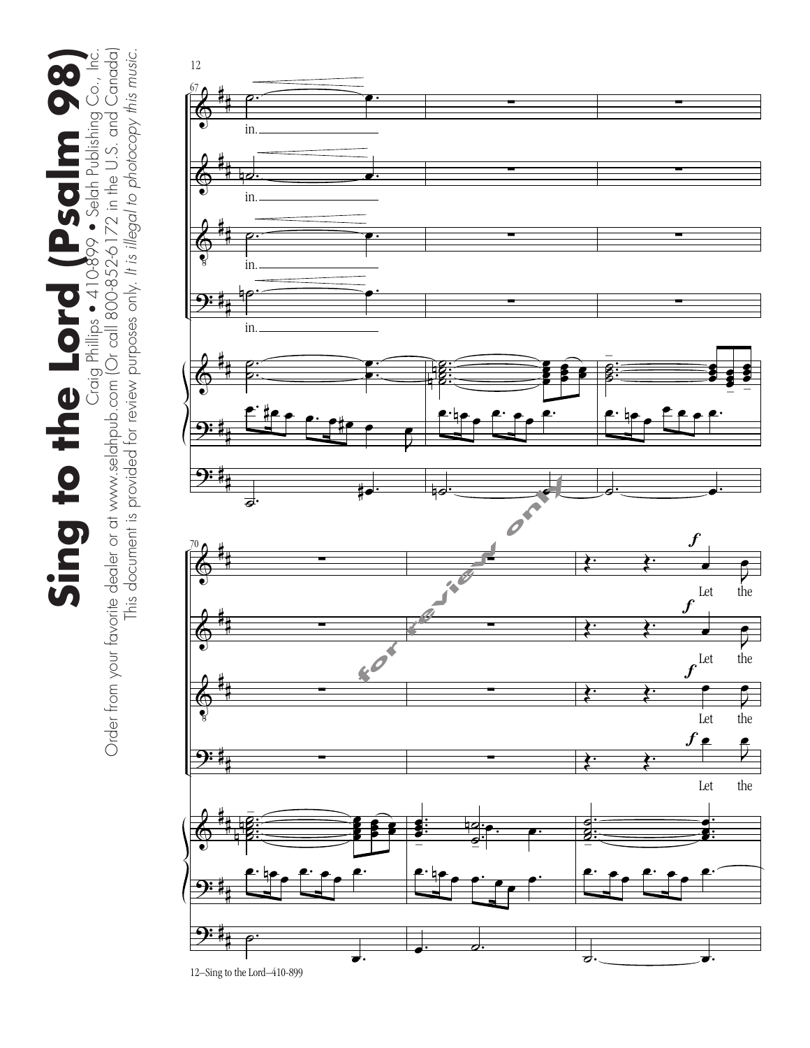**Sing to the Lord (Psalm 98)**

Craig Phillips • 410-899 • Selah Publishing Co., Inc.

Order from your favorite dealer or at www.selahpub.com (Or call 800-852-6172 in the U.S. and Canada)

This document is provided for review purposes only. *It is illegal to photocopy this music.*

67

in.

in.

in.

in.

70

*f* Let the

*f* Let the

*f* Let the

*f* Let the

for review only

12–Sing to the Lord—410-899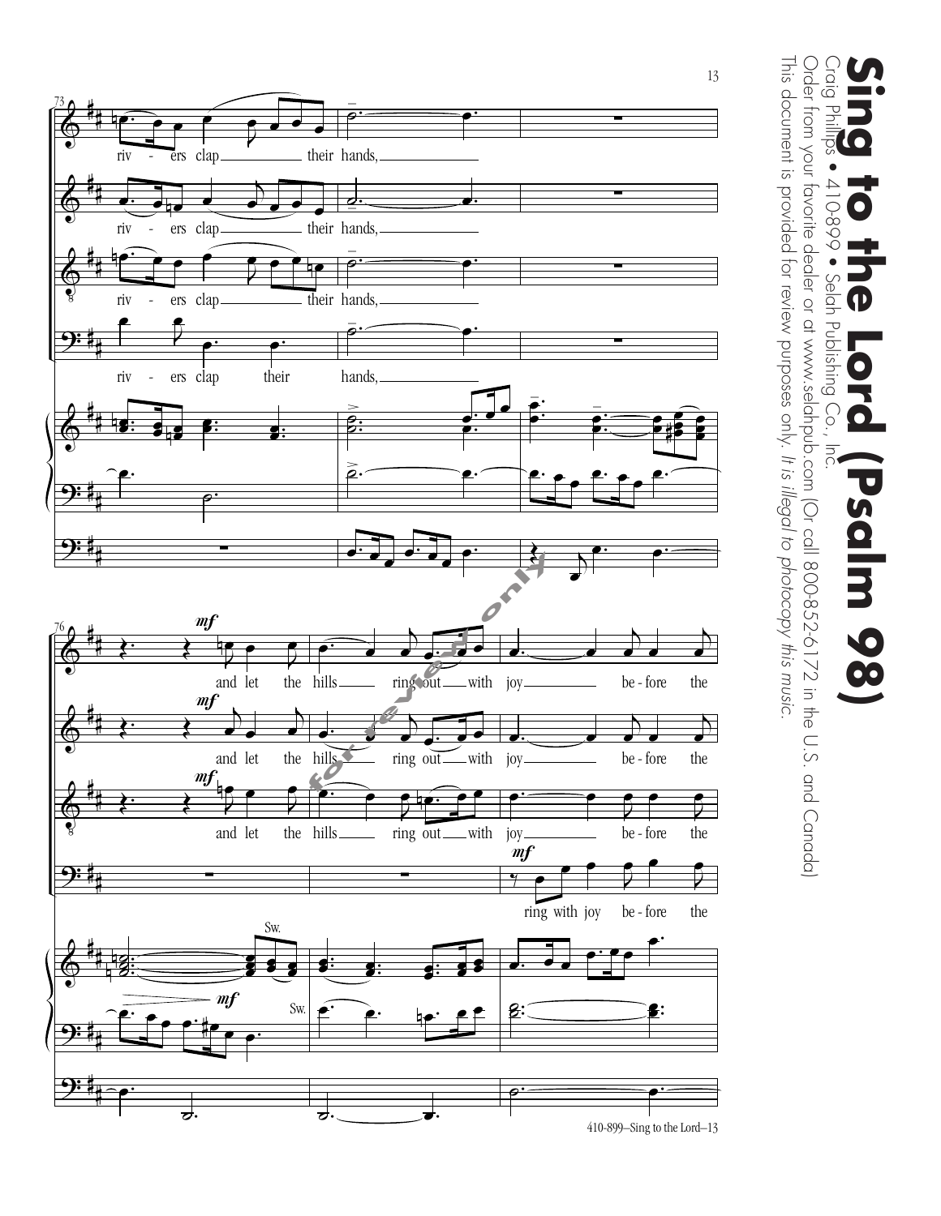# Sing to the Lord (Psalm 98)

Craig Phillips • 410-899 • Selah Publishing Co., Inc.

Order from your favorite dealer or at www.selahpub.com (Or call 800-852-6172 in the U.S. and Canada)

This document is provided for review purposes only. *It is illegal to photocopy this music.*

riv - ers clap their hands,

riv - ers clap their hands,

riv - ers clap their hands,

riv - ers clap their hands,

*mf*

and let the hills ring out with joy be - fore the

*mf*

and let the hills ring out with joy be - fore the

*mf*

and let the hills ring out with joy be - fore the

*mf*

ring with joy be - fore the

Sw.

*mf*

Sw.

for review only

410-899—Sing to the Lord—13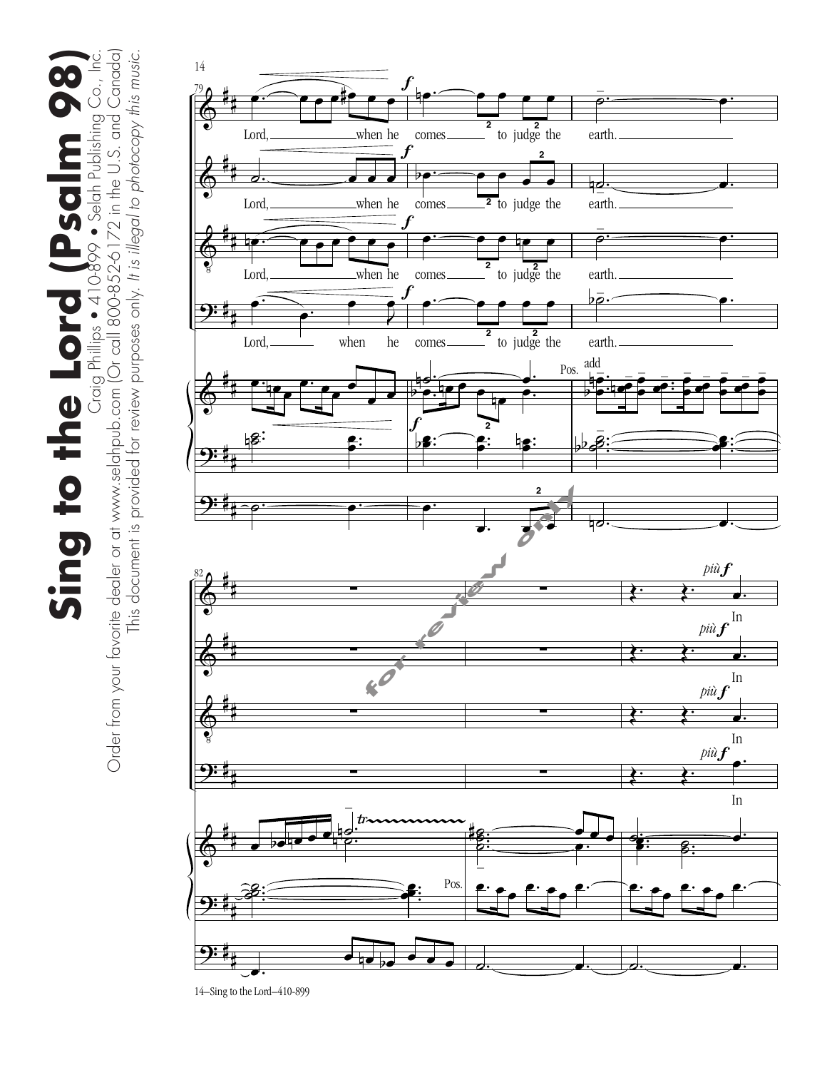Lord, when he comes to judge the earth.

In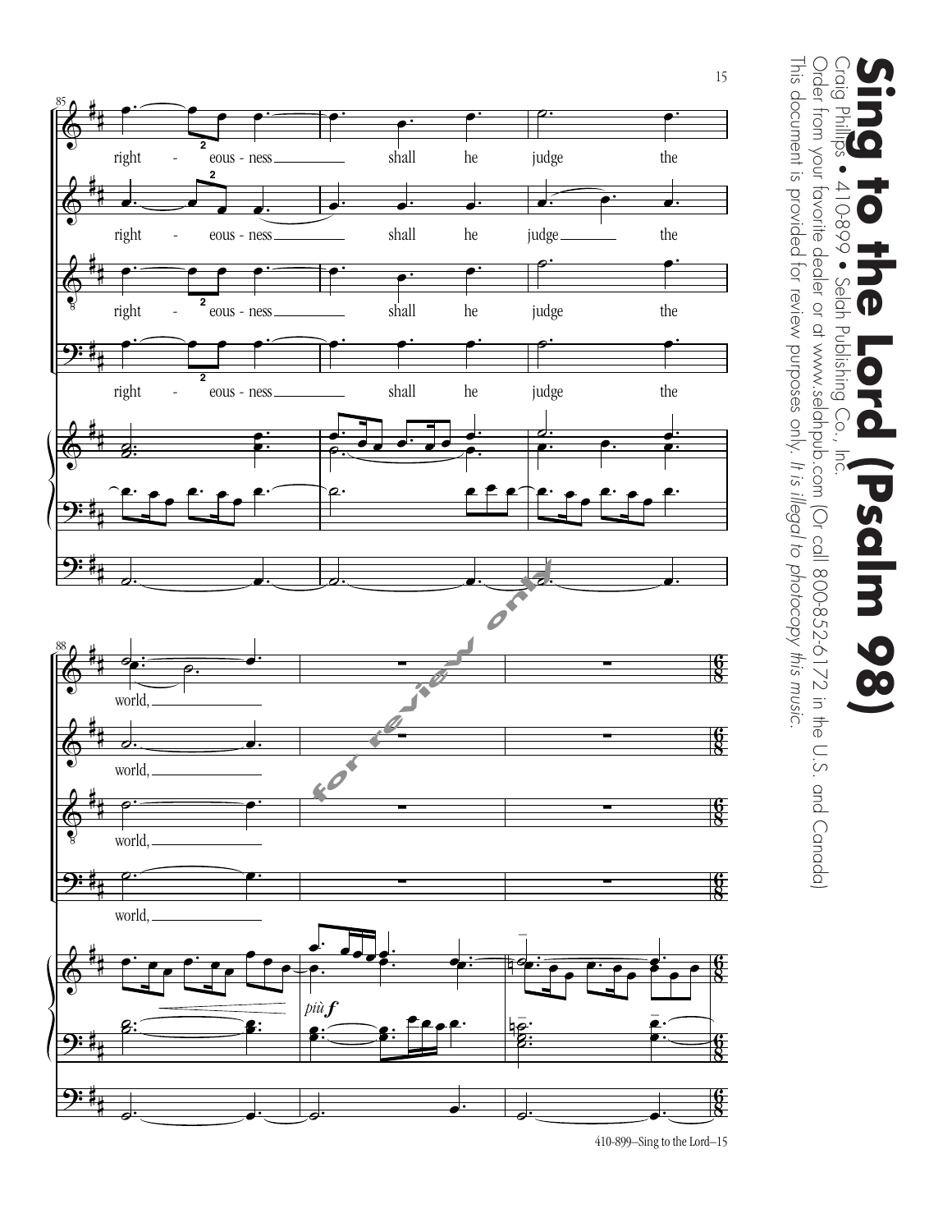# Sing to the Lord (Psalm 98)

Craig Phillips • 410-899 • Selah Publishing Co., Inc.

Order from your favorite dealer or at www.selahpub.com (Or call 800-852-6172 in the U.S. and Canada)

This document is provided for review purposes only. *It is illegal to photocopy this music.*

right - eous - ness shall he judge the world,

for review only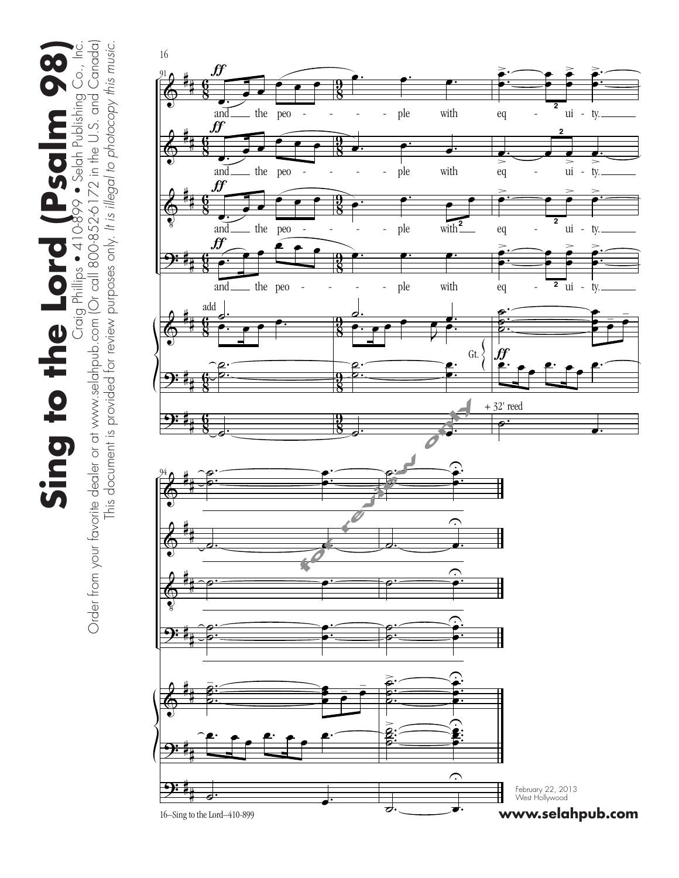# Sing to the Lord (Psalm 98)

Craig Phillips • 410-899 • Selah Publishing Co., Inc.

Order from your favorite dealer or at www.selahpub.com (Or call 800-852-6172 in the U.S. and Canada)

This document is provided for review purposes only. *It is illegal to photocopy this music.*

91

*ff*

and ___ the peo - - - - - ple with eq - ui - ty. ___

add

Gt.

+ 32' reed

94

February 22, 2013
West Hollywood

www.selahpub.com